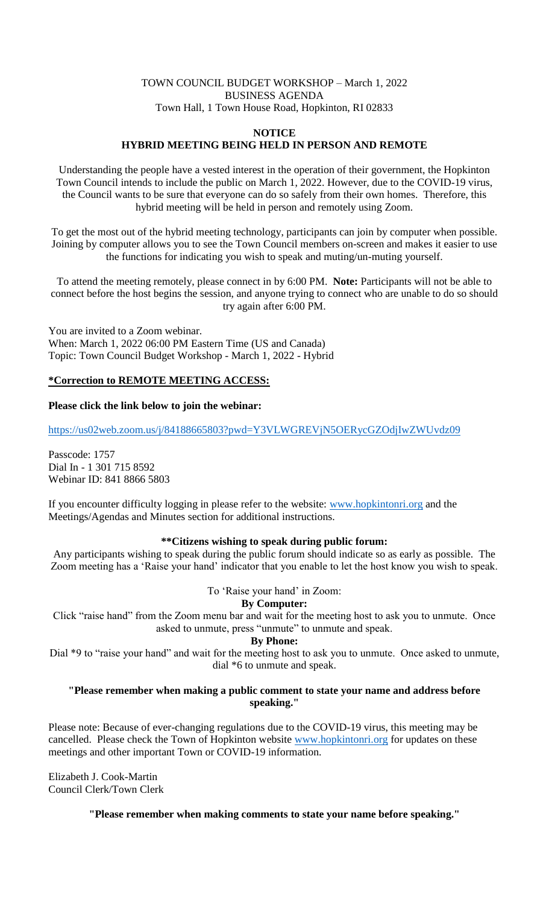TOWN COUNCIL BUDGET WORKSHOP – March 1, 2022
BUSINESS AGENDA
Town Hall, 1 Town House Road, Hopkinton, RI 02833

## NOTICE
## HYBRID MEETING BEING HELD IN PERSON AND REMOTE

Understanding the people have a vested interest in the operation of their government, the Hopkinton Town Council intends to include the public on March 1, 2022. However, due to the COVID-19 virus, the Council wants to be sure that everyone can do so safely from their own homes. Therefore, this hybrid meeting will be held in person and remotely using Zoom.

To get the most out of the hybrid meeting technology, participants can join by computer when possible. Joining by computer allows you to see the Town Council members on-screen and makes it easier to use the functions for indicating you wish to speak and muting/un-muting yourself.

To attend the meeting remotely, please connect in by 6:00 PM. **Note:** Participants will not be able to connect before the host begins the session, and anyone trying to connect who are unable to do so should try again after 6:00 PM.

You are invited to a Zoom webinar.
When: March 1, 2022 06:00 PM Eastern Time (US and Canada)
Topic: Town Council Budget Workshop - March 1, 2022 - Hybrid

**\*Correction to REMOTE MEETING ACCESS:**

**Please click the link below to join the webinar:**

https://us02web.zoom.us/j/84188665803?pwd=Y3VLWGREVjN5OERycGZOdjIwZWUvdz09

Passcode: 1757
Dial In - 1 301 715 8592
Webinar ID: 841 8866 5803

If you encounter difficulty logging in please refer to the website: www.hopkintonri.org and the Meetings/Agendas and Minutes section for additional instructions.

**\*\*Citizens wishing to speak during public forum:**

Any participants wishing to speak during the public forum should indicate so as early as possible. The Zoom meeting has a 'Raise your hand' indicator that you enable to let the host know you wish to speak.

To 'Raise your hand' in Zoom:

**By Computer:**

Click "raise hand" from the Zoom menu bar and wait for the meeting host to ask you to unmute. Once asked to unmute, press "unmute" to unmute and speak.

**By Phone:**

Dial \*9 to "raise your hand" and wait for the meeting host to ask you to unmute. Once asked to unmute, dial \*6 to unmute and speak.

**"Please remember when making a public comment to state your name and address before speaking."**

Please note: Because of ever-changing regulations due to the COVID-19 virus, this meeting may be cancelled. Please check the Town of Hopkinton website www.hopkintonri.org for updates on these meetings and other important Town or COVID-19 information.

Elizabeth J. Cook-Martin
Council Clerk/Town Clerk

**"Please remember when making comments to state your name before speaking."**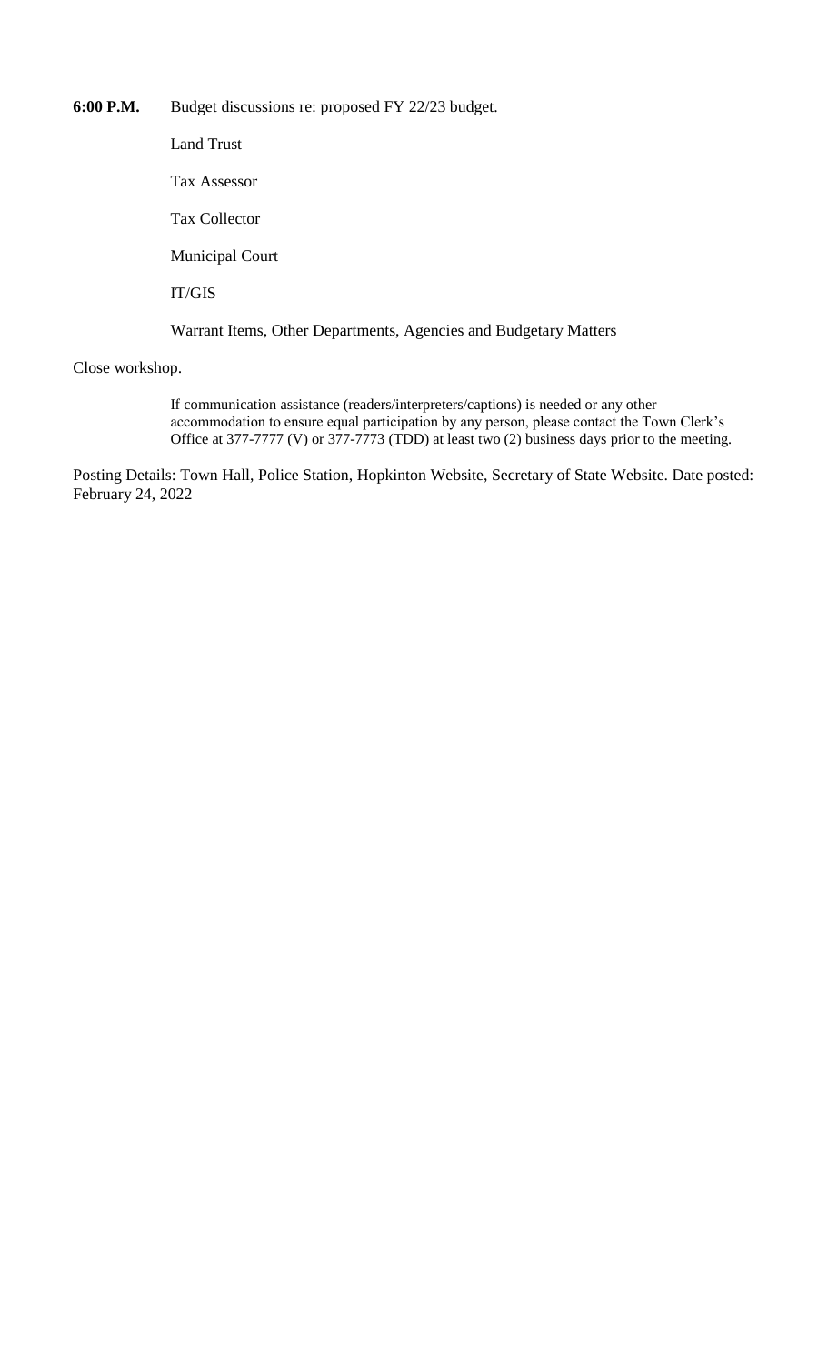**6:00 P.M.** Budget discussions re: proposed FY 22/23 budget.

Land Trust

Tax Assessor

Tax Collector

Municipal Court

IT/GIS

Warrant Items, Other Departments, Agencies and Budgetary Matters

Close workshop.

If communication assistance (readers/interpreters/captions) is needed or any other accommodation to ensure equal participation by any person, please contact the Town Clerk's Office at 377-7777 (V) or 377-7773 (TDD) at least two (2) business days prior to the meeting.

Posting Details: Town Hall, Police Station, Hopkinton Website, Secretary of State Website. Date posted: February 24, 2022